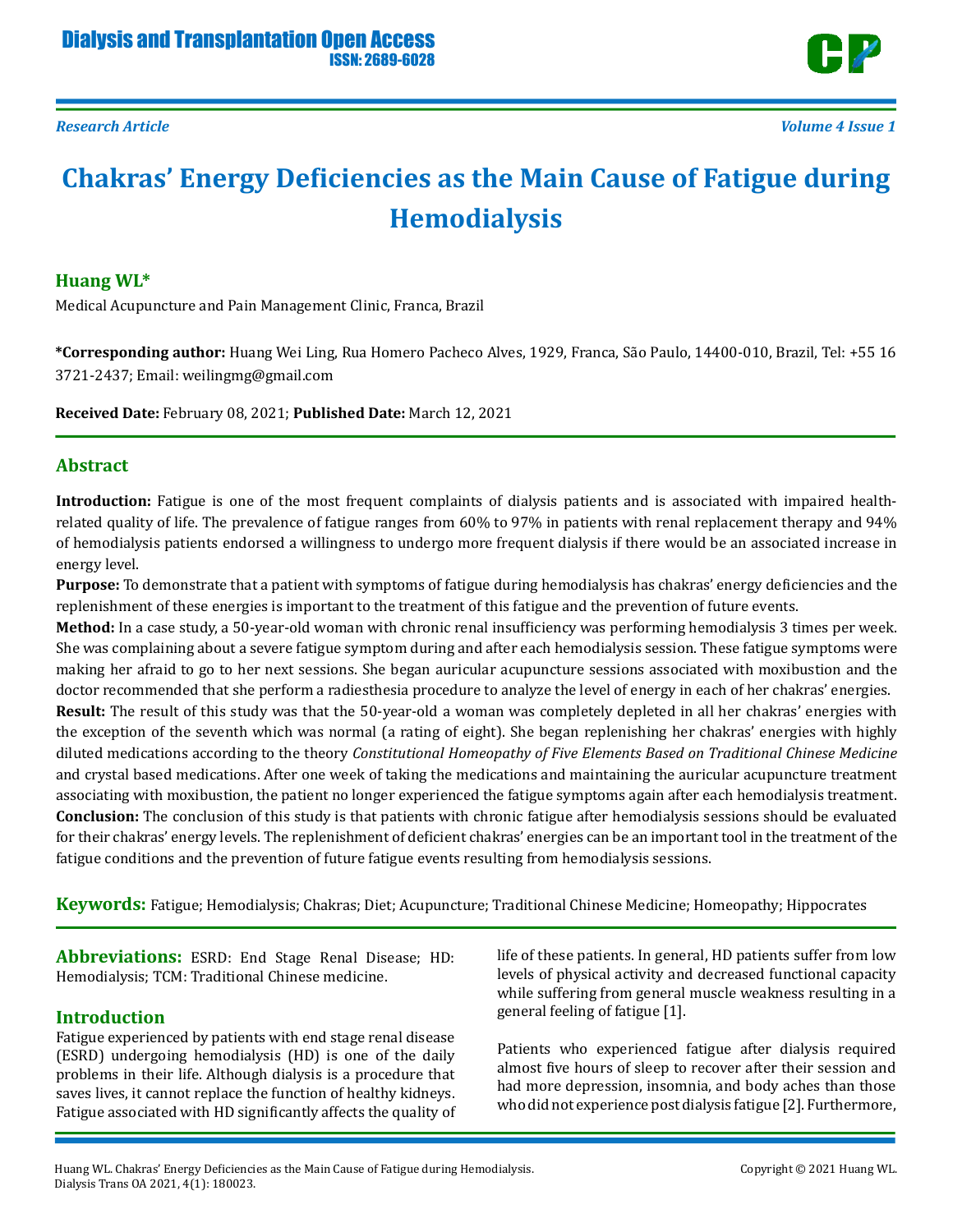Research Article

# Chakras' Energy Deficiencies as the Main Cause of Fatigue during Hemodialysis

**Huang WL***

Medical Acupuncture and Pain Management Clinic, Franca, Brazil

**\*Corresponding author:** Huang Wei Ling, Rua Homero Pacheco Alves, 1929, Franca, São Paulo, 14400-010, Brazil, Tel: +55 16 3721-2437; Email: weilingmg@gmail.com

**Received Date:** February 08, 2021; **Published Date:** March 12, 2021

## Abstract

**Introduction:** Fatigue is one of the most frequent complaints of dialysis patients and is associated with impaired health-related quality of life. The prevalence of fatigue ranges from 60% to 97% in patients with renal replacement therapy and 94% of hemodialysis patients endorsed a willingness to undergo more frequent dialysis if there would be an associated increase in energy level.

**Purpose:** To demonstrate that a patient with symptoms of fatigue during hemodialysis has chakras' energy deficiencies and the replenishment of these energies is important to the treatment of this fatigue and the prevention of future events.

**Method:** In a case study, a 50-year-old woman with chronic renal insufficiency was performing hemodialysis 3 times per week. She was complaining about a severe fatigue symptom during and after each hemodialysis session. These fatigue symptoms were making her afraid to go to her next sessions. She began auricular acupuncture sessions associated with moxibustion and the doctor recommended that she perform a radiesthesia procedure to analyze the level of energy in each of her chakras' energies.

**Result:** The result of this study was that the 50-year-old a woman was completely depleted in all her chakras' energies with the exception of the seventh which was normal (a rating of eight). She began replenishing her chakras' energies with highly diluted medications according to the theory *Constitutional Homeopathy of Five Elements Based on Traditional Chinese Medicine* and crystal based medications. After one week of taking the medications and maintaining the auricular acupuncture treatment associating with moxibustion, the patient no longer experienced the fatigue symptoms again after each hemodialysis treatment.

**Conclusion:** The conclusion of this study is that patients with chronic fatigue after hemodialysis sessions should be evaluated for their chakras' energy levels. The replenishment of deficient chakras' energies can be an important tool in the treatment of the fatigue conditions and the prevention of future fatigue events resulting from hemodialysis sessions.

**Keywords:** Fatigue; Hemodialysis; Chakras; Diet; Acupuncture; Traditional Chinese Medicine; Homeopathy; Hippocrates

**Abbreviations:** ESRD: End Stage Renal Disease; HD: Hemodialysis; TCM: Traditional Chinese medicine.

## Introduction

Fatigue experienced by patients with end stage renal disease (ESRD) undergoing hemodialysis (HD) is one of the daily problems in their life. Although dialysis is a procedure that saves lives, it cannot replace the function of healthy kidneys. Fatigue associated with HD significantly affects the quality of life of these patients. In general, HD patients suffer from low levels of physical activity and decreased functional capacity while suffering from general muscle weakness resulting in a general feeling of fatigue [1].

Patients who experienced fatigue after dialysis required almost five hours of sleep to recover after their session and had more depression, insomnia, and body aches than those who did not experience post dialysis fatigue [2]. Furthermore,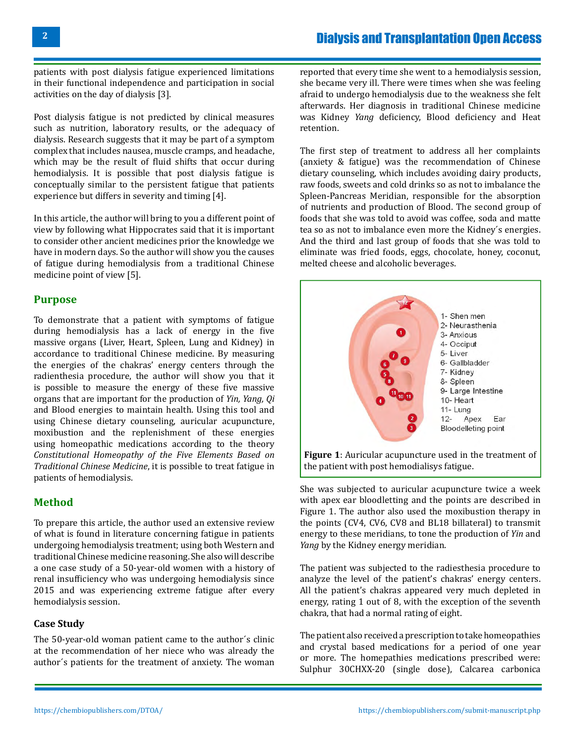patients with post dialysis fatigue experienced limitations in their functional independence and participation in social activities on the day of dialysis [3].

Post dialysis fatigue is not predicted by clinical measures such as nutrition, laboratory results, or the adequacy of dialysis. Research suggests that it may be part of a symptom complex that includes nausea, muscle cramps, and headache, which may be the result of fluid shifts that occur during hemodialysis. It is possible that post dialysis fatigue is conceptually similar to the persistent fatigue that patients experience but differs in severity and timing [4].

In this article, the author will bring to you a different point of view by following what Hippocrates said that it is important to consider other ancient medicines prior the knowledge we have in modern days. So the author will show you the causes of fatigue during hemodialysis from a traditional Chinese medicine point of view [5].

## Purpose

To demonstrate that a patient with symptoms of fatigue during hemodialysis has a lack of energy in the five massive organs (Liver, Heart, Spleen, Lung and Kidney) in accordance to traditional Chinese medicine. By measuring the energies of the chakras' energy centers through the radienthesia procedure, the author will show you that it is possible to measure the energy of these five massive organs that are important for the production of *Yin, Yang, Qi* and Blood energies to maintain health. Using this tool and using Chinese dietary counseling, auricular acupuncture, moxibustion and the replenishment of these energies using homeopathic medications according to the theory *Constitutional Homeopathy of the Five Elements Based on Traditional Chinese Medicine*, it is possible to treat fatigue in patients of hemodialysis.

## Method

To prepare this article, the author used an extensive review of what is found in literature concerning fatigue in patients undergoing hemodialysis treatment; using both Western and traditional Chinese medicine reasoning. She also will describe a one case study of a 50-year-old women with a history of renal insufficiency who was undergoing hemodialysis since 2015 and was experiencing extreme fatigue after every hemodialysis session.

### Case Study

The 50-year-old woman patient came to the author´s clinic at the recommendation of her niece who was already the author´s patients for the treatment of anxiety. The woman reported that every time she went to a hemodialysis session, she became very ill. There were times when she was feeling afraid to undergo hemodialysis due to the weakness she felt afterwards. Her diagnosis in traditional Chinese medicine was Kidney *Yang* deficiency, Blood deficiency and Heat retention.

The first step of treatment to address all her complaints (anxiety & fatigue) was the recommendation of Chinese dietary counseling, which includes avoiding dairy products, raw foods, sweets and cold drinks so as not to imbalance the Spleen-Pancreas Meridian, responsible for the absorption of nutrients and production of Blood. The second group of foods that she was told to avoid was coffee, soda and matte tea so as not to imbalance even more the Kidney´s energies. And the third and last group of foods that she was told to eliminate was fried foods, eggs, chocolate, honey, coconut, melted cheese and alcoholic beverages.

1- Shen men
2- Neurasthenia
3- Anxious
4- Occiput
5- Liver
6- Gallbladder
7- Kidney
8- Spleen
9- Large Intestine
10- Heart
11- Lung
12- Apex Ear Bloodelleting point

**Figure 1**: Auricular acupuncture used in the treatment of the patient with post hemodialisys fatigue.

She was subjected to auricular acupuncture twice a week with apex ear bloodletting and the points are described in Figure 1. The author also used the moxibustion therapy in the points (CV4, CV6, CV8 and BL18 billateral) to transmit energy to these meridians, to tone the production of *Yin* and *Yang* by the Kidney energy meridian.

The patient was subjected to the radiesthesia procedure to analyze the level of the patient's chakras' energy centers. All the patient's chakras appeared very much depleted in energy, rating 1 out of 8, with the exception of the seventh chakra, that had a normal rating of eight.

The patient also received a prescription to take homeopathies and crystal based medications for a period of one year or more. The homepathies medications prescribed were: Sulphur 30CHXX-20 (single dose), Calcarea carbonica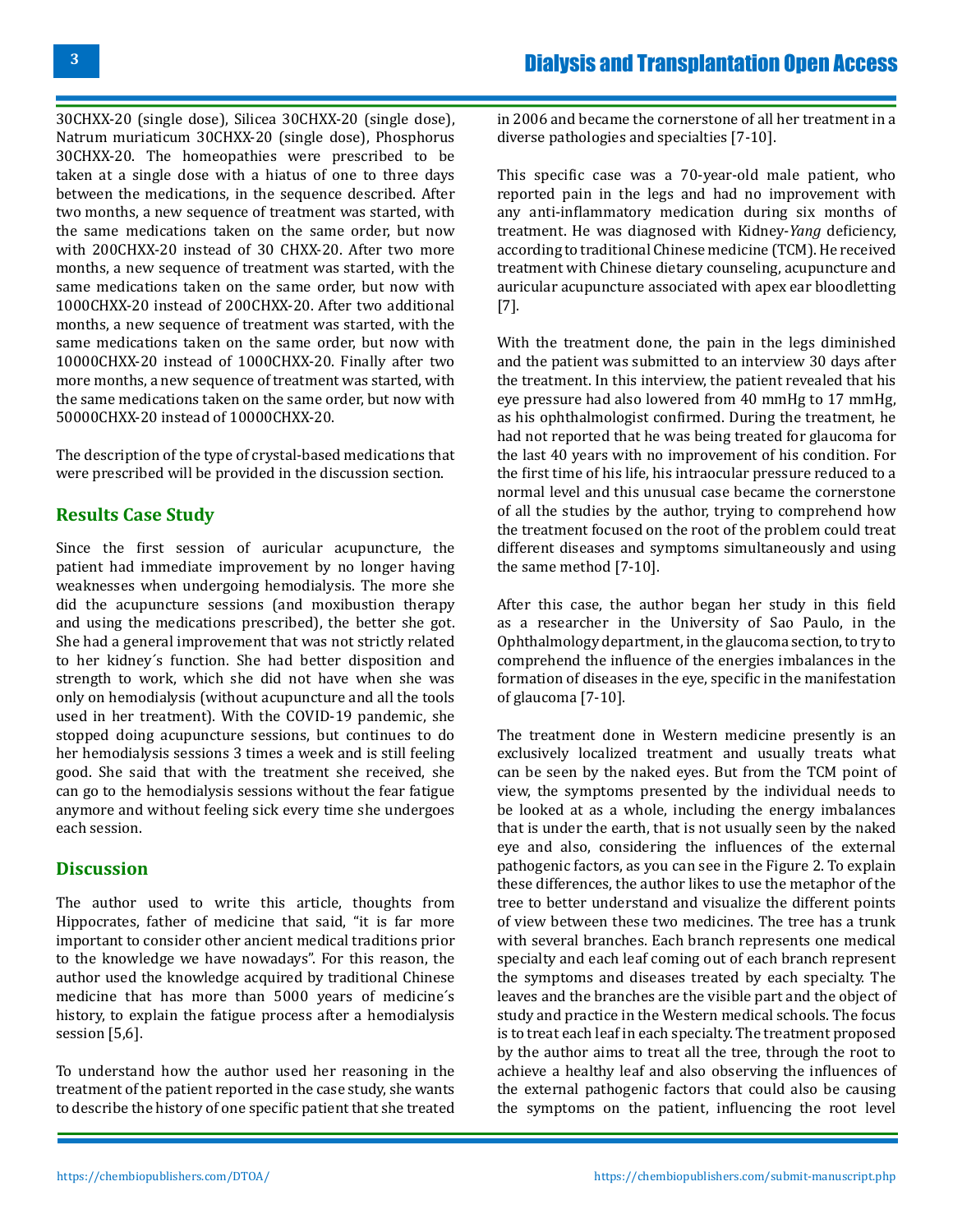30CHXX-20 (single dose), Silicea 30CHXX-20 (single dose), Natrum muriaticum 30CHXX-20 (single dose), Phosphorus 30CHXX-20. The homeopathies were prescribed to be taken at a single dose with a hiatus of one to three days between the medications, in the sequence described. After two months, a new sequence of treatment was started, with the same medications taken on the same order, but now with 200CHXX-20 instead of 30 CHXX-20. After two more months, a new sequence of treatment was started, with the same medications taken on the same order, but now with 1000CHXX-20 instead of 200CHXX-20. After two additional months, a new sequence of treatment was started, with the same medications taken on the same order, but now with 10000CHXX-20 instead of 1000CHXX-20. Finally after two more months, a new sequence of treatment was started, with the same medications taken on the same order, but now with 50000CHXX-20 instead of 10000CHXX-20.

The description of the type of crystal-based medications that were prescribed will be provided in the discussion section.

## Results Case Study

Since the first session of auricular acupuncture, the patient had immediate improvement by no longer having weaknesses when undergoing hemodialysis. The more she did the acupuncture sessions (and moxibustion therapy and using the medications prescribed), the better she got. She had a general improvement that was not strictly related to her kidney´s function. She had better disposition and strength to work, which she did not have when she was only on hemodialysis (without acupuncture and all the tools used in her treatment). With the COVID-19 pandemic, she stopped doing acupuncture sessions, but continues to do her hemodialysis sessions 3 times a week and is still feeling good. She said that with the treatment she received, she can go to the hemodialysis sessions without the fear fatigue anymore and without feeling sick every time she undergoes each session.

## Discussion

The author used to write this article, thoughts from Hippocrates, father of medicine that said, "it is far more important to consider other ancient medical traditions prior to the knowledge we have nowadays". For this reason, the author used the knowledge acquired by traditional Chinese medicine that has more than 5000 years of medicine´s history, to explain the fatigue process after a hemodialysis session [5,6].

To understand how the author used her reasoning in the treatment of the patient reported in the case study, she wants to describe the history of one specific patient that she treated in 2006 and became the cornerstone of all her treatment in a diverse pathologies and specialties [7-10].

This specific case was a 70-year-old male patient, who reported pain in the legs and had no improvement with any anti-inflammatory medication during six months of treatment. He was diagnosed with Kidney-*Yang* deficiency, according to traditional Chinese medicine (TCM). He received treatment with Chinese dietary counseling, acupuncture and auricular acupuncture associated with apex ear bloodletting [7].

With the treatment done, the pain in the legs diminished and the patient was submitted to an interview 30 days after the treatment. In this interview, the patient revealed that his eye pressure had also lowered from 40 mmHg to 17 mmHg, as his ophthalmologist confirmed. During the treatment, he had not reported that he was being treated for glaucoma for the last 40 years with no improvement of his condition. For the first time of his life, his intraocular pressure reduced to a normal level and this unusual case became the cornerstone of all the studies by the author, trying to comprehend how the treatment focused on the root of the problem could treat different diseases and symptoms simultaneously and using the same method [7-10].

After this case, the author began her study in this field as a researcher in the University of Sao Paulo, in the Ophthalmology department, in the glaucoma section, to try to comprehend the influence of the energies imbalances in the formation of diseases in the eye, specific in the manifestation of glaucoma [7-10].

The treatment done in Western medicine presently is an exclusively localized treatment and usually treats what can be seen by the naked eyes. But from the TCM point of view, the symptoms presented by the individual needs to be looked at as a whole, including the energy imbalances that is under the earth, that is not usually seen by the naked eye and also, considering the influences of the external pathogenic factors, as you can see in the Figure 2. To explain these differences, the author likes to use the metaphor of the tree to better understand and visualize the different points of view between these two medicines. The tree has a trunk with several branches. Each branch represents one medical specialty and each leaf coming out of each branch represent the symptoms and diseases treated by each specialty. The leaves and the branches are the visible part and the object of study and practice in the Western medical schools. The focus is to treat each leaf in each specialty. The treatment proposed by the author aims to treat all the tree, through the root to achieve a healthy leaf and also observing the influences of the external pathogenic factors that could also be causing the symptoms on the patient, influencing the root level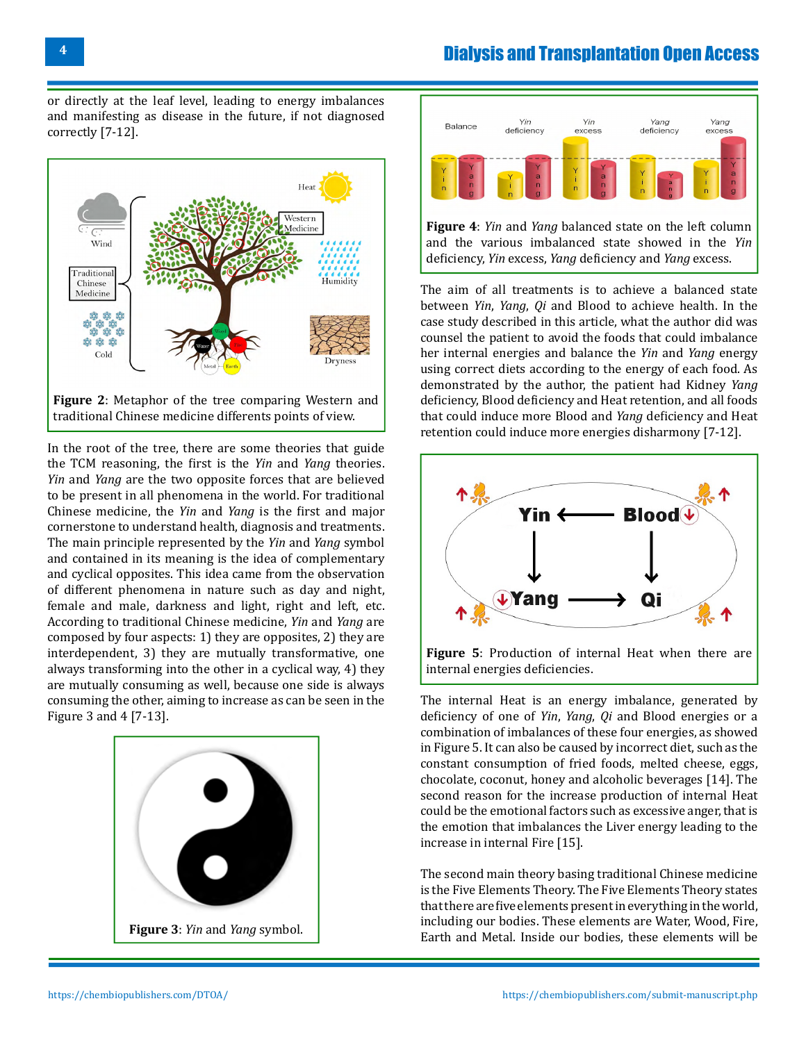or directly at the leaf level, leading to energy imbalances and manifesting as disease in the future, if not diagnosed correctly [7-12].

**Figure 2**: Metaphor of the tree comparing Western and traditional Chinese medicine differents points of view.

In the root of the tree, there are some theories that guide the TCM reasoning, the first is the *Yin* and *Yang* theories. *Yin* and *Yang* are the two opposite forces that are believed to be present in all phenomena in the world. For traditional Chinese medicine, the *Yin* and *Yang* is the first and major cornerstone to understand health, diagnosis and treatments. The main principle represented by the *Yin* and *Yang* symbol and contained in its meaning is the idea of complementary and cyclical opposites. This idea came from the observation of different phenomena in nature such as day and night, female and male, darkness and light, right and left, etc. According to traditional Chinese medicine, *Yin* and *Yang* are composed by four aspects: 1) they are opposites, 2) they are interdependent, 3) they are mutually transformative, one always transforming into the other in a cyclical way, 4) they are mutually consuming as well, because one side is always consuming the other, aiming to increase as can be seen in the Figure 3 and 4 [7-13].

**Figure 3**: *Yin* and *Yang* symbol.

**Figure 4**: *Yin* and *Yang* balanced state on the left column and the various imbalanced state showed in the *Yin* deficiency, *Yin* excess, *Yang* deficiency and *Yang* excess.

The aim of all treatments is to achieve a balanced state between *Yin*, *Yang*, *Qi* and Blood to achieve health. In the case study described in this article, what the author did was counsel the patient to avoid the foods that could imbalance her internal energies and balance the *Yin* and *Yang* energy using correct diets according to the energy of each food. As demonstrated by the author, the patient had Kidney *Yang* deficiency, Blood deficiency and Heat retention, and all foods that could induce more Blood and *Yang* deficiency and Heat retention could induce more energies disharmony [7-12].

**Figure 5**: Production of internal Heat when there are internal energies deficiencies.

The internal Heat is an energy imbalance, generated by deficiency of one of *Yin*, *Yang*, *Qi* and Blood energies or a combination of imbalances of these four energies, as showed in Figure 5. It can also be caused by incorrect diet, such as the constant consumption of fried foods, melted cheese, eggs, chocolate, coconut, honey and alcoholic beverages [14]. The second reason for the increase production of internal Heat could be the emotional factors such as excessive anger, that is the emotion that imbalances the Liver energy leading to the increase in internal Fire [15].

The second main theory basing traditional Chinese medicine is the Five Elements Theory. The Five Elements Theory states that there are five elements present in everything in the world, including our bodies. These elements are Water, Wood, Fire, Earth and Metal. Inside our bodies, these elements will be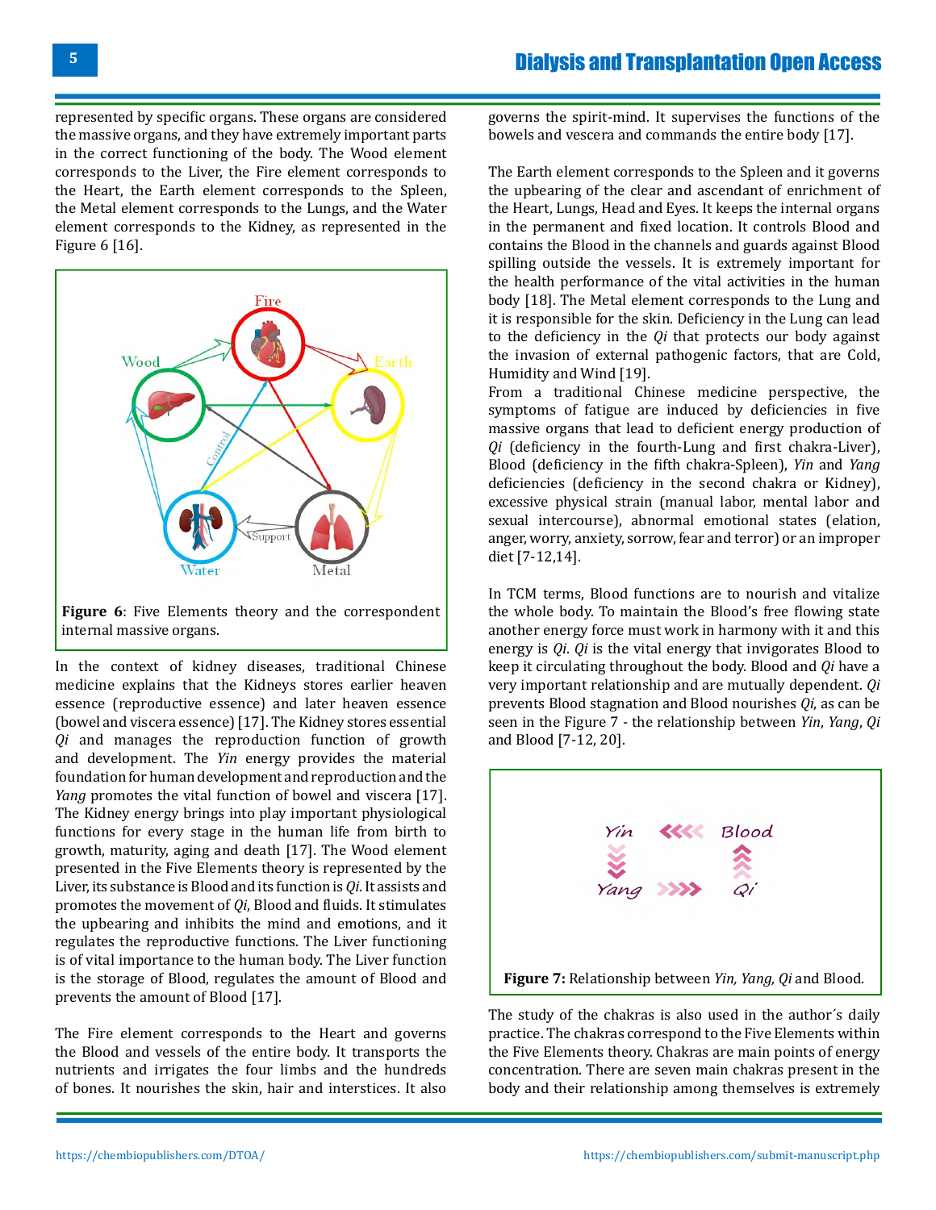represented by specific organs. These organs are considered the massive organs, and they have extremely important parts in the correct functioning of the body. The Wood element corresponds to the Liver, the Fire element corresponds to the Heart, the Earth element corresponds to the Spleen, the Metal element corresponds to the Lungs, and the Water element corresponds to the Kidney, as represented in the Figure 6 [16].

**Figure 6**: Five Elements theory and the correspondent internal massive organs.

In the context of kidney diseases, traditional Chinese medicine explains that the Kidneys stores earlier heaven essence (reproductive essence) and later heaven essence (bowel and viscera essence) [17]. The Kidney stores essential *Qi* and manages the reproduction function of growth and development. The *Yin* energy provides the material foundation for human development and reproduction and the *Yang* promotes the vital function of bowel and viscera [17]. The Kidney energy brings into play important physiological functions for every stage in the human life from birth to growth, maturity, aging and death [17]. The Wood element presented in the Five Elements theory is represented by the Liver, its substance is Blood and its function is *Qi*. It assists and promotes the movement of *Qi*, Blood and fluids. It stimulates the upbearing and inhibits the mind and emotions, and it regulates the reproductive functions. The Liver functioning is of vital importance to the human body. The Liver function is the storage of Blood, regulates the amount of Blood and prevents the amount of Blood [17].

The Fire element corresponds to the Heart and governs the Blood and vessels of the entire body. It transports the nutrients and irrigates the four limbs and the hundreds of bones. It nourishes the skin, hair and interstices. It also governs the spirit-mind. It supervises the functions of the bowels and vescera and commands the entire body [17].

The Earth element corresponds to the Spleen and it governs the upbearing of the clear and ascendant of enrichment of the Heart, Lungs, Head and Eyes. It keeps the internal organs in the permanent and fixed location. It controls Blood and contains the Blood in the channels and guards against Blood spilling outside the vessels. It is extremely important for the health performance of the vital activities in the human body [18]. The Metal element corresponds to the Lung and it is responsible for the skin. Deficiency in the Lung can lead to the deficiency in the *Qi* that protects our body against the invasion of external pathogenic factors, that are Cold, Humidity and Wind [19].

From a traditional Chinese medicine perspective, the symptoms of fatigue are induced by deficiencies in five massive organs that lead to deficient energy production of *Qi* (deficiency in the fourth-Lung and first chakra-Liver), Blood (deficiency in the fifth chakra-Spleen), *Yin* and *Yang* deficiencies (deficiency in the second chakra or Kidney), excessive physical strain (manual labor, mental labor and sexual intercourse), abnormal emotional states (elation, anger, worry, anxiety, sorrow, fear and terror) or an improper diet [7-12,14].

In TCM terms, Blood functions are to nourish and vitalize the whole body. To maintain the Blood's free flowing state another energy force must work in harmony with it and this energy is *Qi*. *Qi* is the vital energy that invigorates Blood to keep it circulating throughout the body. Blood and *Qi* have a very important relationship and are mutually dependent. *Qi* prevents Blood stagnation and Blood nourishes *Qi*, as can be seen in the Figure 7 - the relationship between *Yin*, *Yang*, *Qi* and Blood [7-12, 20].

**Figure 7:** Relationship between *Yin, Yang, Qi* and Blood.

The study of the chakras is also used in the author´s daily practice. The chakras correspond to the Five Elements within the Five Elements theory. Chakras are main points of energy concentration. There are seven main chakras present in the body and their relationship among themselves is extremely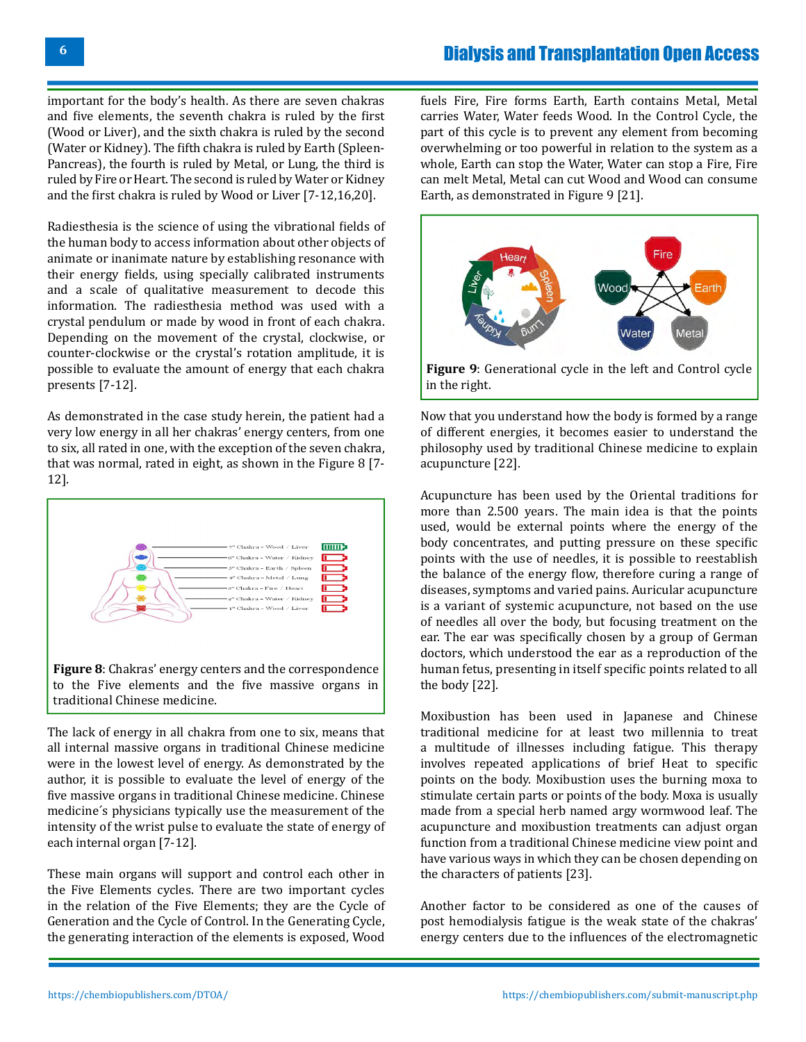important for the body's health. As there are seven chakras and five elements, the seventh chakra is ruled by the first (Wood or Liver), and the sixth chakra is ruled by the second (Water or Kidney). The fifth chakra is ruled by Earth (Spleen-Pancreas), the fourth is ruled by Metal, or Lung, the third is ruled by Fire or Heart. The second is ruled by Water or Kidney and the first chakra is ruled by Wood or Liver [7-12,16,20].

Radiesthesia is the science of using the vibrational fields of the human body to access information about other objects of animate or inanimate nature by establishing resonance with their energy fields, using specially calibrated instruments and a scale of qualitative measurement to decode this information. The radiesthesia method was used with a crystal pendulum or made by wood in front of each chakra. Depending on the movement of the crystal, clockwise, or counter-clockwise or the crystal's rotation amplitude, it is possible to evaluate the amount of energy that each chakra presents [7-12].

As demonstrated in the case study herein, the patient had a very low energy in all her chakras' energy centers, from one to six, all rated in one, with the exception of the seven chakra, that was normal, rated in eight, as shown in the Figure 8 [7-12].

**Figure 8**: Chakras' energy centers and the correspondence to the Five elements and the five massive organs in traditional Chinese medicine.

The lack of energy in all chakra from one to six, means that all internal massive organs in traditional Chinese medicine were in the lowest level of energy. As demonstrated by the author, it is possible to evaluate the level of energy of the five massive organs in traditional Chinese medicine. Chinese medicine´s physicians typically use the measurement of the intensity of the wrist pulse to evaluate the state of energy of each internal organ [7-12].

These main organs will support and control each other in the Five Elements cycles. There are two important cycles in the relation of the Five Elements; they are the Cycle of Generation and the Cycle of Control. In the Generating Cycle, the generating interaction of the elements is exposed, Wood fuels Fire, Fire forms Earth, Earth contains Metal, Metal carries Water, Water feeds Wood. In the Control Cycle, the part of this cycle is to prevent any element from becoming overwhelming or too powerful in relation to the system as a whole, Earth can stop the Water, Water can stop a Fire, Fire can melt Metal, Metal can cut Wood and Wood can consume Earth, as demonstrated in Figure 9 [21].

**Figure 9**: Generational cycle in the left and Control cycle in the right.

Now that you understand how the body is formed by a range of different energies, it becomes easier to understand the philosophy used by traditional Chinese medicine to explain acupuncture [22].

Acupuncture has been used by the Oriental traditions for more than 2.500 years. The main idea is that the points used, would be external points where the energy of the body concentrates, and putting pressure on these specific points with the use of needles, it is possible to reestablish the balance of the energy flow, therefore curing a range of diseases, symptoms and varied pains. Auricular acupuncture is a variant of systemic acupuncture, not based on the use of needles all over the body, but focusing treatment on the ear. The ear was specifically chosen by a group of German doctors, which understood the ear as a reproduction of the human fetus, presenting in itself specific points related to all the body [22].

Moxibustion has been used in Japanese and Chinese traditional medicine for at least two millennia to treat a multitude of illnesses including fatigue. This therapy involves repeated applications of brief Heat to specific points on the body. Moxibustion uses the burning moxa to stimulate certain parts or points of the body. Moxa is usually made from a special herb named argy wormwood leaf. The acupuncture and moxibustion treatments can adjust organ function from a traditional Chinese medicine view point and have various ways in which they can be chosen depending on the characters of patients [23].

Another factor to be considered as one of the causes of post hemodialysis fatigue is the weak state of the chakras' energy centers due to the influences of the electromagnetic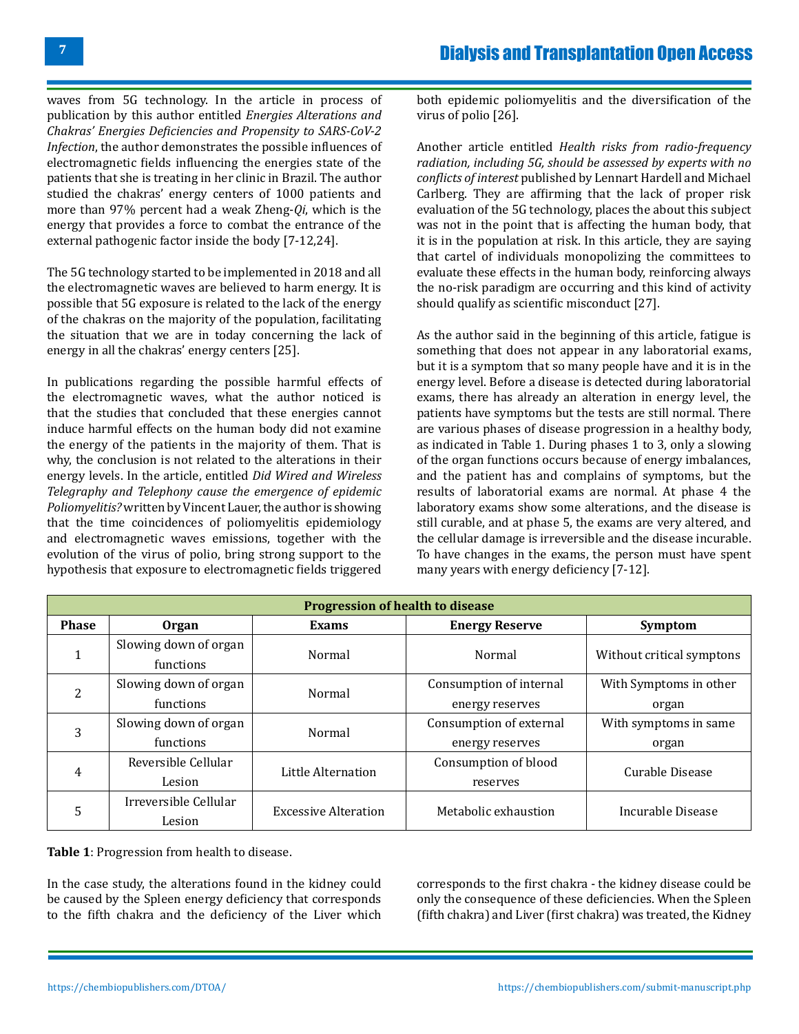waves from 5G technology. In the article in process of publication by this author entitled *Energies Alterations and Chakras' Energies Deficiencies and Propensity to SARS-CoV-2 Infection*, the author demonstrates the possible influences of electromagnetic fields influencing the energies state of the patients that she is treating in her clinic in Brazil. The author studied the chakras' energy centers of 1000 patients and more than 97% percent had a weak Zheng-*Qi*, which is the energy that provides a force to combat the entrance of the external pathogenic factor inside the body [7-12,24].

The 5G technology started to be implemented in 2018 and all the electromagnetic waves are believed to harm energy. It is possible that 5G exposure is related to the lack of the energy of the chakras on the majority of the population, facilitating the situation that we are in today concerning the lack of energy in all the chakras' energy centers [25].

In publications regarding the possible harmful effects of the electromagnetic waves, what the author noticed is that the studies that concluded that these energies cannot induce harmful effects on the human body did not examine the energy of the patients in the majority of them. That is why, the conclusion is not related to the alterations in their energy levels. In the article, entitled *Did Wired and Wireless Telegraphy and Telephony cause the emergence of epidemic Poliomyelitis?* written by Vincent Lauer, the author is showing that the time coincidences of poliomyelitis epidemiology and electromagnetic waves emissions, together with the evolution of the virus of polio, bring strong support to the hypothesis that exposure to electromagnetic fields triggered both epidemic poliomyelitis and the diversification of the virus of polio [26].

Another article entitled *Health risks from radio-frequency radiation, including 5G, should be assessed by experts with no conflicts of interest* published by Lennart Hardell and Michael Carlberg. They are affirming that the lack of proper risk evaluation of the 5G technology, places the about this subject was not in the point that is affecting the human body, that it is in the population at risk. In this article, they are saying that cartel of individuals monopolizing the committees to evaluate these effects in the human body, reinforcing always the no-risk paradigm are occurring and this kind of activity should qualify as scientific misconduct [27].

As the author said in the beginning of this article, fatigue is something that does not appear in any laboratorial exams, but it is a symptom that so many people have and it is in the energy level. Before a disease is detected during laboratorial exams, there has already an alteration in energy level, the patients have symptoms but the tests are still normal. There are various phases of disease progression in a healthy body, as indicated in Table 1. During phases 1 to 3, only a slowing of the organ functions occurs because of energy imbalances, and the patient has and complains of symptoms, but the results of laboratorial exams are normal. At phase 4 the laboratory exams show some alterations, and the disease is still curable, and at phase 5, the exams are very altered, and the cellular damage is irreversible and the disease incurable. To have changes in the exams, the person must have spent many years with energy deficiency [7-12].

| Progression of health to disease | | | | |
|---|---|---|---|---|
| **Phase** | **Organ** | **Exams** | **Energy Reserve** | **Symptom** |
| 1 | Slowing down of organ functions | Normal | Normal | Without critical symptons |
| 2 | Slowing down of organ functions | Normal | Consumption of internal energy reserves | With Symptoms in other organ |
| 3 | Slowing down of organ functions | Normal | Consumption of external energy reserves | With symptoms in same organ |
| 4 | Reversible Cellular Lesion | Little Alternation | Consumption of blood reserves | Curable Disease |
| 5 | Irreversible Cellular Lesion | Excessive Alteration | Metabolic exhaustion | Incurable Disease |

**Table 1**: Progression from health to disease.

In the case study, the alterations found in the kidney could be caused by the Spleen energy deficiency that corresponds to the fifth chakra and the deficiency of the Liver which corresponds to the first chakra - the kidney disease could be only the consequence of these deficiencies. When the Spleen (fifth chakra) and Liver (first chakra) was treated, the Kidney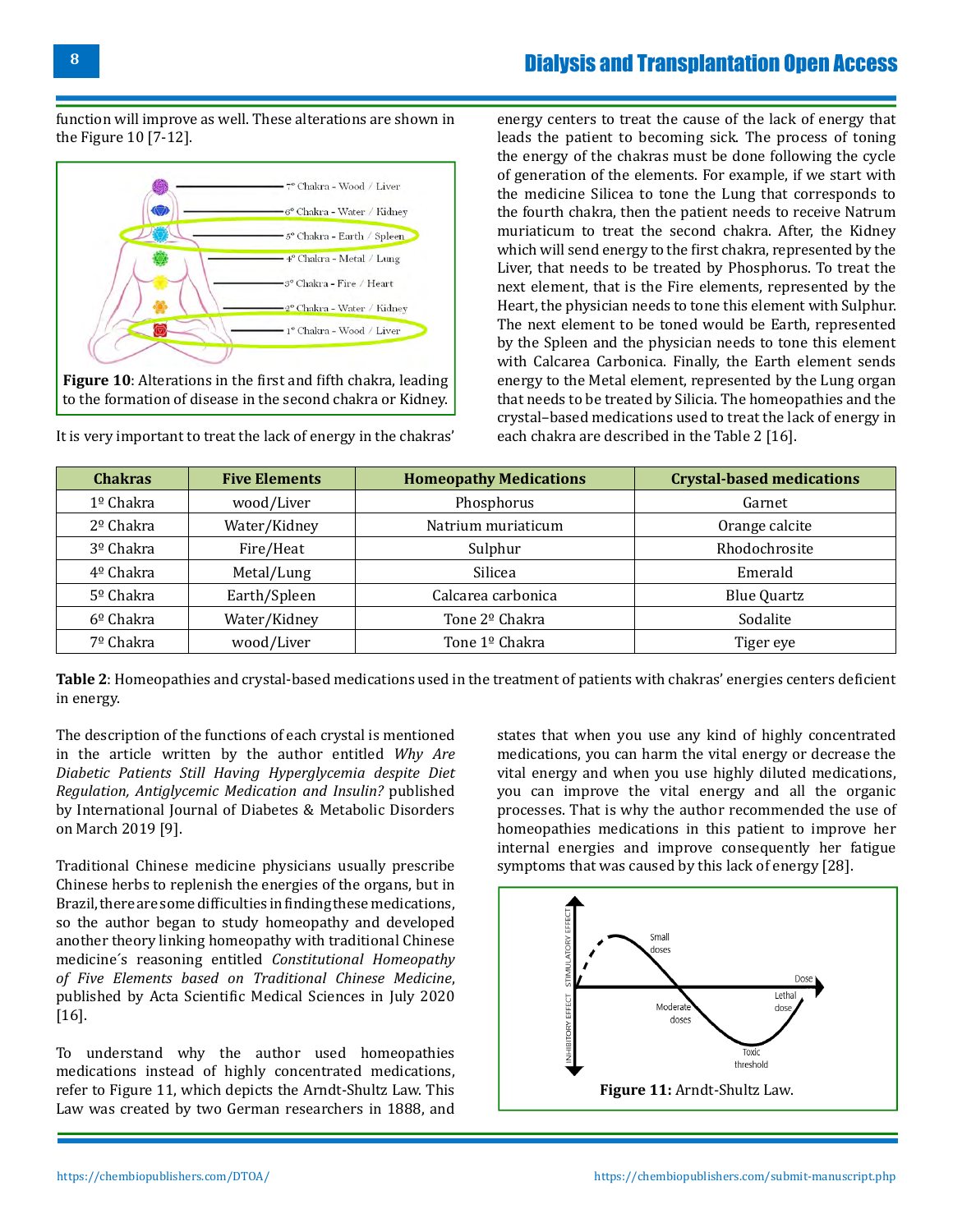function will improve as well. These alterations are shown in the Figure 10 [7-12].

**Figure 10**: Alterations in the first and fifth chakra, leading to the formation of disease in the second chakra or Kidney.

It is very important to treat the lack of energy in the chakras' energy centers to treat the cause of the lack of energy that leads the patient to becoming sick. The process of toning the energy of the chakras must be done following the cycle of generation of the elements. For example, if we start with the medicine Silicea to tone the Lung that corresponds to the fourth chakra, then the patient needs to receive Natrum muriaticum to treat the second chakra. After, the Kidney which will send energy to the first chakra, represented by the Liver, that needs to be treated by Phosphorus. To treat the next element, that is the Fire elements, represented by the Heart, the physician needs to tone this element with Sulphur. The next element to be toned would be Earth, represented by the Spleen and the physician needs to tone this element with Calcarea Carbonica. Finally, the Earth element sends energy to the Metal element, represented by the Lung organ that needs to be treated by Silicia. The homeopathies and the crystal–based medications used to treat the lack of energy in each chakra are described in the Table 2 [16].

| Chakras | Five Elements | Homeopathy Medications | Crystal-based medications |
|---|---|---|---|
| 1º Chakra | wood/Liver | Phosphorus | Garnet |
| 2º Chakra | Water/Kidney | Natrium muriaticum | Orange calcite |
| 3º Chakra | Fire/Heat | Sulphur | Rhodochrosite |
| 4º Chakra | Metal/Lung | Silicea | Emerald |
| 5º Chakra | Earth/Spleen | Calcarea carbonica | Blue Quartz |
| 6º Chakra | Water/Kidney | Tone 2º Chakra | Sodalite |
| 7º Chakra | wood/Liver | Tone 1º Chakra | Tiger eye |

**Table 2**: Homeopathies and crystal-based medications used in the treatment of patients with chakras' energies centers deficient in energy.

The description of the functions of each crystal is mentioned in the article written by the author entitled *Why Are Diabetic Patients Still Having Hyperglycemia despite Diet Regulation, Antiglycemic Medication and Insulin?* published by International Journal of Diabetes & Metabolic Disorders on March 2019 [9].

Traditional Chinese medicine physicians usually prescribe Chinese herbs to replenish the energies of the organs, but in Brazil, there are some difficulties in finding these medications, so the author began to study homeopathy and developed another theory linking homeopathy with traditional Chinese medicine´s reasoning entitled *Constitutional Homeopathy of Five Elements based on Traditional Chinese Medicine*, published by Acta Scientific Medical Sciences in July 2020 [16].

To understand why the author used homeopathies medications instead of highly concentrated medications, refer to Figure 11, which depicts the Arndt-Shultz Law. This Law was created by two German researchers in 1888, and states that when you use any kind of highly concentrated medications, you can harm the vital energy or decrease the vital energy and when you use highly diluted medications, you can improve the vital energy and all the organic processes. That is why the author recommended the use of homeopathies medications in this patient to improve her internal energies and improve consequently her fatigue symptoms that was caused by this lack of energy [28].

**Figure 11:** Arndt-Shultz Law.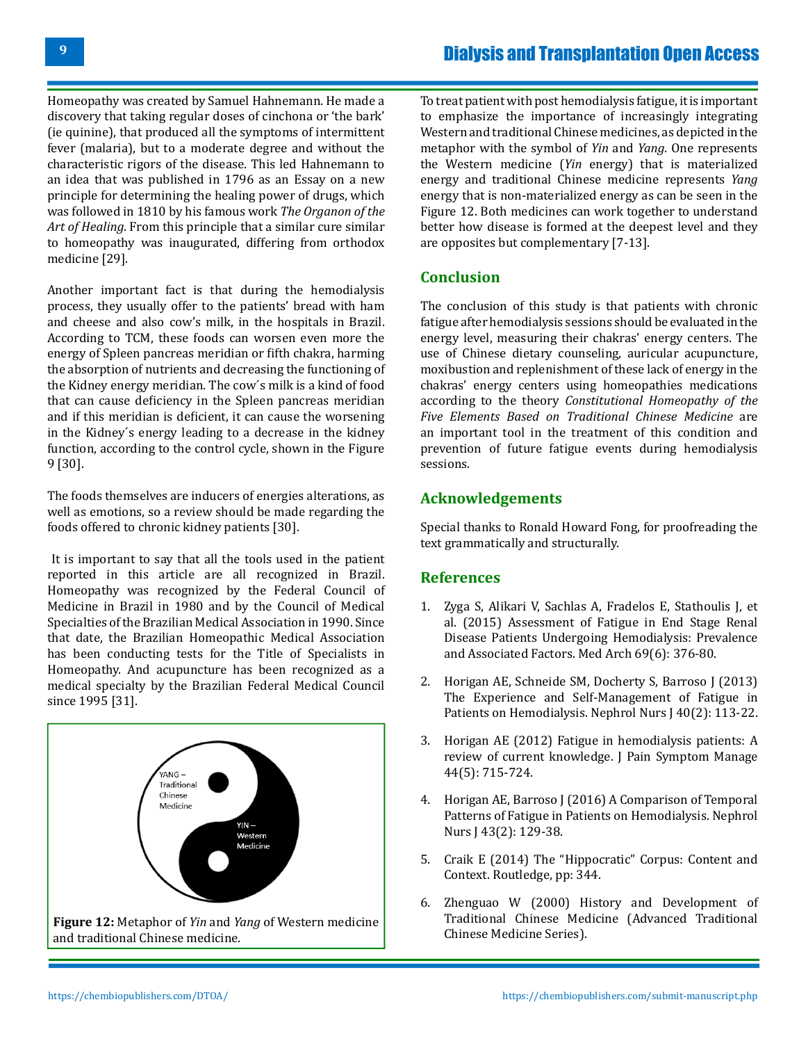Homeopathy was created by Samuel Hahnemann. He made a discovery that taking regular doses of cinchona or 'the bark' (ie quinine), that produced all the symptoms of intermittent fever (malaria), but to a moderate degree and without the characteristic rigors of the disease. This led Hahnemann to an idea that was published in 1796 as an Essay on a new principle for determining the healing power of drugs, which was followed in 1810 by his famous work *The Organon of the Art of Healing*. From this principle that a similar cure similar to homeopathy was inaugurated, differing from orthodox medicine [29].

Another important fact is that during the hemodialysis process, they usually offer to the patients' bread with ham and cheese and also cow's milk, in the hospitals in Brazil. According to TCM, these foods can worsen even more the energy of Spleen pancreas meridian or fifth chakra, harming the absorption of nutrients and decreasing the functioning of the Kidney energy meridian. The cow´s milk is a kind of food that can cause deficiency in the Spleen pancreas meridian and if this meridian is deficient, it can cause the worsening in the Kidney´s energy leading to a decrease in the kidney function, according to the control cycle, shown in the Figure 9 [30].

The foods themselves are inducers of energies alterations, as well as emotions, so a review should be made regarding the foods offered to chronic kidney patients [30].

It is important to say that all the tools used in the patient reported in this article are all recognized in Brazil. Homeopathy was recognized by the Federal Council of Medicine in Brazil in 1980 and by the Council of Medical Specialties of the Brazilian Medical Association in 1990. Since that date, the Brazilian Homeopathic Medical Association has been conducting tests for the Title of Specialists in Homeopathy. And acupuncture has been recognized as a medical specialty by the Brazilian Federal Medical Council since 1995 [31].

YANG – Traditional Chinese Medicine

YIN – Western Medicine

**Figure 12:** Metaphor of *Yin* and *Yang* of Western medicine and traditional Chinese medicine.

To treat patient with post hemodialysis fatigue, it is important to emphasize the importance of increasingly integrating Western and traditional Chinese medicines, as depicted in the metaphor with the symbol of *Yin* and *Yang*. One represents the Western medicine (*Yin* energy) that is materialized energy and traditional Chinese medicine represents *Yang* energy that is non-materialized energy as can be seen in the Figure 12. Both medicines can work together to understand better how disease is formed at the deepest level and they are opposites but complementary [7-13].

## Conclusion

The conclusion of this study is that patients with chronic fatigue after hemodialysis sessions should be evaluated in the energy level, measuring their chakras' energy centers. The use of Chinese dietary counseling, auricular acupuncture, moxibustion and replenishment of these lack of energy in the chakras' energy centers using homeopathies medications according to the theory *Constitutional Homeopathy of the Five Elements Based on Traditional Chinese Medicine* are an important tool in the treatment of this condition and prevention of future fatigue events during hemodialysis sessions.

## Acknowledgements

Special thanks to Ronald Howard Fong, for proofreading the text grammatically and structurally.

## References

1. Zyga S, Alikari V, Sachlas A, Fradelos E, Stathoulis J, et al. (2015) Assessment of Fatigue in End Stage Renal Disease Patients Undergoing Hemodialysis: Prevalence and Associated Factors. Med Arch 69(6): 376-80.
2. Horigan AE, Schneide SM, Docherty S, Barroso J (2013) The Experience and Self-Management of Fatigue in Patients on Hemodialysis. Nephrol Nurs J 40(2): 113-22.
3. Horigan AE (2012) Fatigue in hemodialysis patients: A review of current knowledge. J Pain Symptom Manage 44(5): 715-724.
4. Horigan AE, Barroso J (2016) A Comparison of Temporal Patterns of Fatigue in Patients on Hemodialysis. Nephrol Nurs J 43(2): 129-38.
5. Craik E (2014) The "Hippocratic" Corpus: Content and Context. Routledge, pp: 344.
6. Zhenguao W (2000) History and Development of Traditional Chinese Medicine (Advanced Traditional Chinese Medicine Series).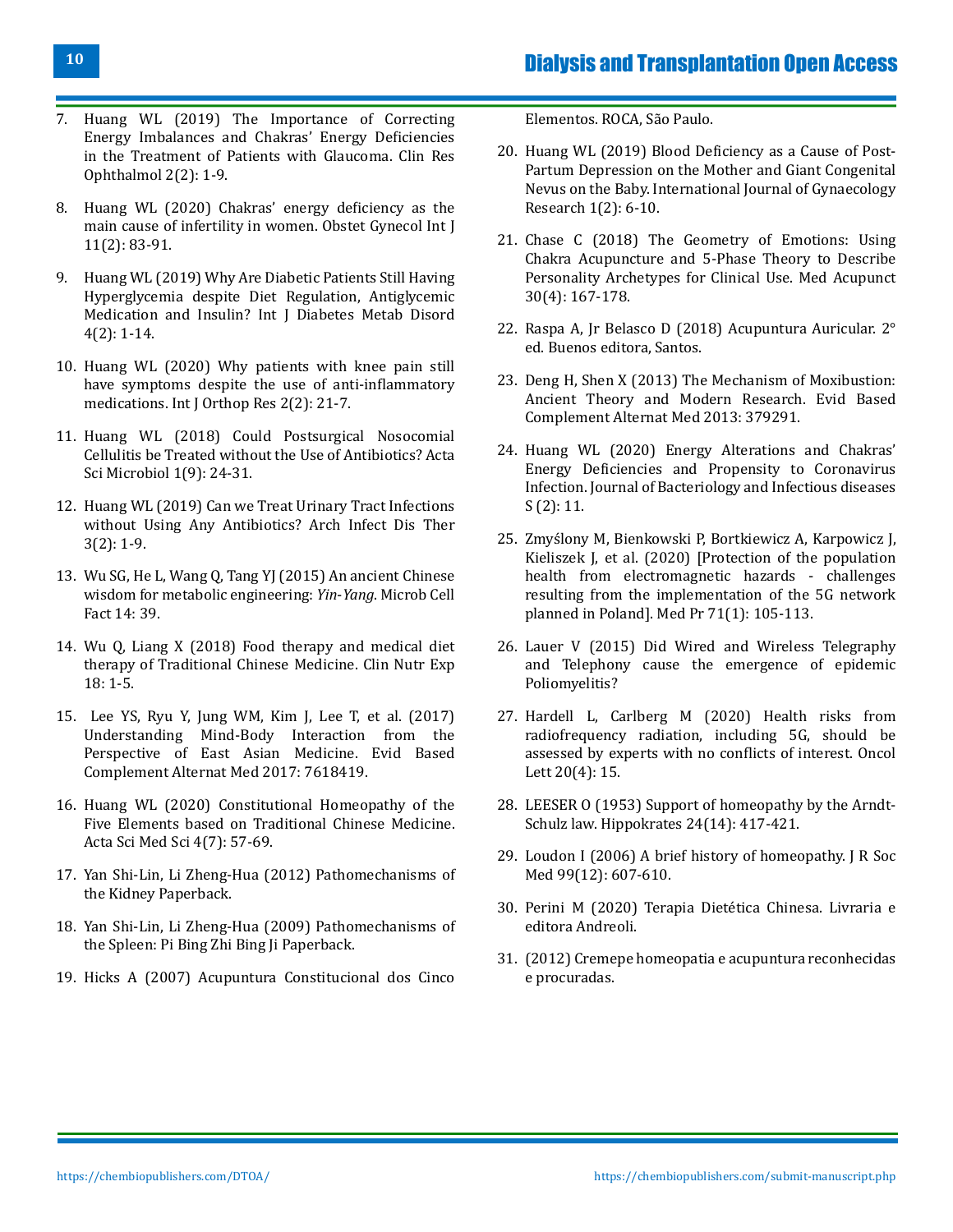7. Huang WL (2019) The Importance of Correcting Energy Imbalances and Chakras' Energy Deficiencies in the Treatment of Patients with Glaucoma. Clin Res Ophthalmol 2(2): 1-9.

8. Huang WL (2020) Chakras' energy deficiency as the main cause of infertility in women. Obstet Gynecol Int J 11(2): 83-91.

9. Huang WL (2019) Why Are Diabetic Patients Still Having Hyperglycemia despite Diet Regulation, Antiglycemic Medication and Insulin? Int J Diabetes Metab Disord 4(2): 1-14.

10. Huang WL (2020) Why patients with knee pain still have symptoms despite the use of anti-inflammatory medications. Int J Orthop Res 2(2): 21-7.

11. Huang WL (2018) Could Postsurgical Nosocomial Cellulitis be Treated without the Use of Antibiotics? Acta Sci Microbiol 1(9): 24-31.

12. Huang WL (2019) Can we Treat Urinary Tract Infections without Using Any Antibiotics? Arch Infect Dis Ther 3(2): 1-9.

13. Wu SG, He L, Wang Q, Tang YJ (2015) An ancient Chinese wisdom for metabolic engineering: *Yin-Yang*. Microb Cell Fact 14: 39.

14. Wu Q, Liang X (2018) Food therapy and medical diet therapy of Traditional Chinese Medicine. Clin Nutr Exp 18: 1-5.

15. Lee YS, Ryu Y, Jung WM, Kim J, Lee T, et al. (2017) Understanding Mind-Body Interaction from the Perspective of East Asian Medicine. Evid Based Complement Alternat Med 2017: 7618419.

16. Huang WL (2020) Constitutional Homeopathy of the Five Elements based on Traditional Chinese Medicine. Acta Sci Med Sci 4(7): 57-69.

17. Yan Shi-Lin, Li Zheng-Hua (2012) Pathomechanisms of the Kidney Paperback.

18. Yan Shi-Lin, Li Zheng-Hua (2009) Pathomechanisms of the Spleen: Pi Bing Zhi Bing Ji Paperback.

19. Hicks A (2007) Acupuntura Constitucional dos Cinco Elementos. ROCA, São Paulo.

20. Huang WL (2019) Blood Deficiency as a Cause of Post-Partum Depression on the Mother and Giant Congenital Nevus on the Baby. International Journal of Gynaecology Research 1(2): 6-10.

21. Chase C (2018) The Geometry of Emotions: Using Chakra Acupuncture and 5-Phase Theory to Describe Personality Archetypes for Clinical Use. Med Acupunct 30(4): 167-178.

22. Raspa A, Jr Belasco D (2018) Acupuntura Auricular. 2° ed. Buenos editora, Santos.

23. Deng H, Shen X (2013) The Mechanism of Moxibustion: Ancient Theory and Modern Research. Evid Based Complement Alternat Med 2013: 379291.

24. Huang WL (2020) Energy Alterations and Chakras' Energy Deficiencies and Propensity to Coronavirus Infection. Journal of Bacteriology and Infectious diseases S (2): 11.

25. Zmyślony M, Bienkowski P, Bortkiewicz A, Karpowicz J, Kieliszek J, et al. (2020) [Protection of the population health from electromagnetic hazards - challenges resulting from the implementation of the 5G network planned in Poland]. Med Pr 71(1): 105-113.

26. Lauer V (2015) Did Wired and Wireless Telegraphy and Telephony cause the emergence of epidemic Poliomyelitis?

27. Hardell L, Carlberg M (2020) Health risks from radiofrequency radiation, including 5G, should be assessed by experts with no conflicts of interest. Oncol Lett 20(4): 15.

28. LEESER O (1953) Support of homeopathy by the Arndt-Schulz law. Hippokrates 24(14): 417-421.

29. Loudon I (2006) A brief history of homeopathy. J R Soc Med 99(12): 607-610.

30. Perini M (2020) Terapia Dietética Chinesa. Livraria e editora Andreoli.

31. (2012) Cremepe homeopatia e acupuntura reconhecidas e procuradas.